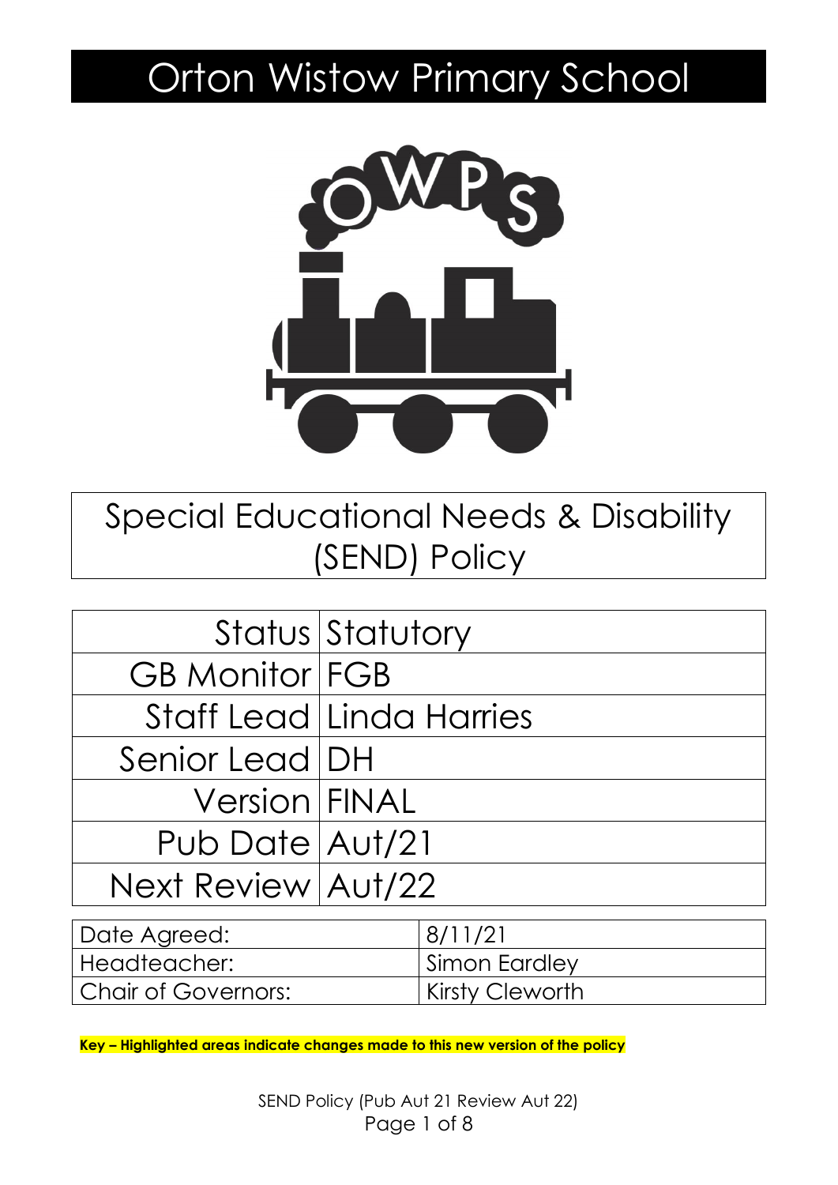# Orton Wistow Primary School

## Special Educational Needs & Disability (SEND) Policy

| | |
|---|---|
| Status | Statutory |
| GB Monitor | FGB |
| Staff Lead | Linda Harries |
| Senior Lead | DH |
| Version | FINAL |
| Pub Date | Aut/21 |
| Next Review | Aut/22 |

| | |
|---|---|
| Date Agreed: | 8/11/21 |
| Headteacher: | Simon Eardley |
| Chair of Governors: | Kirsty Cleworth |

**Key – Highlighted areas indicate changes made to this new version of the policy**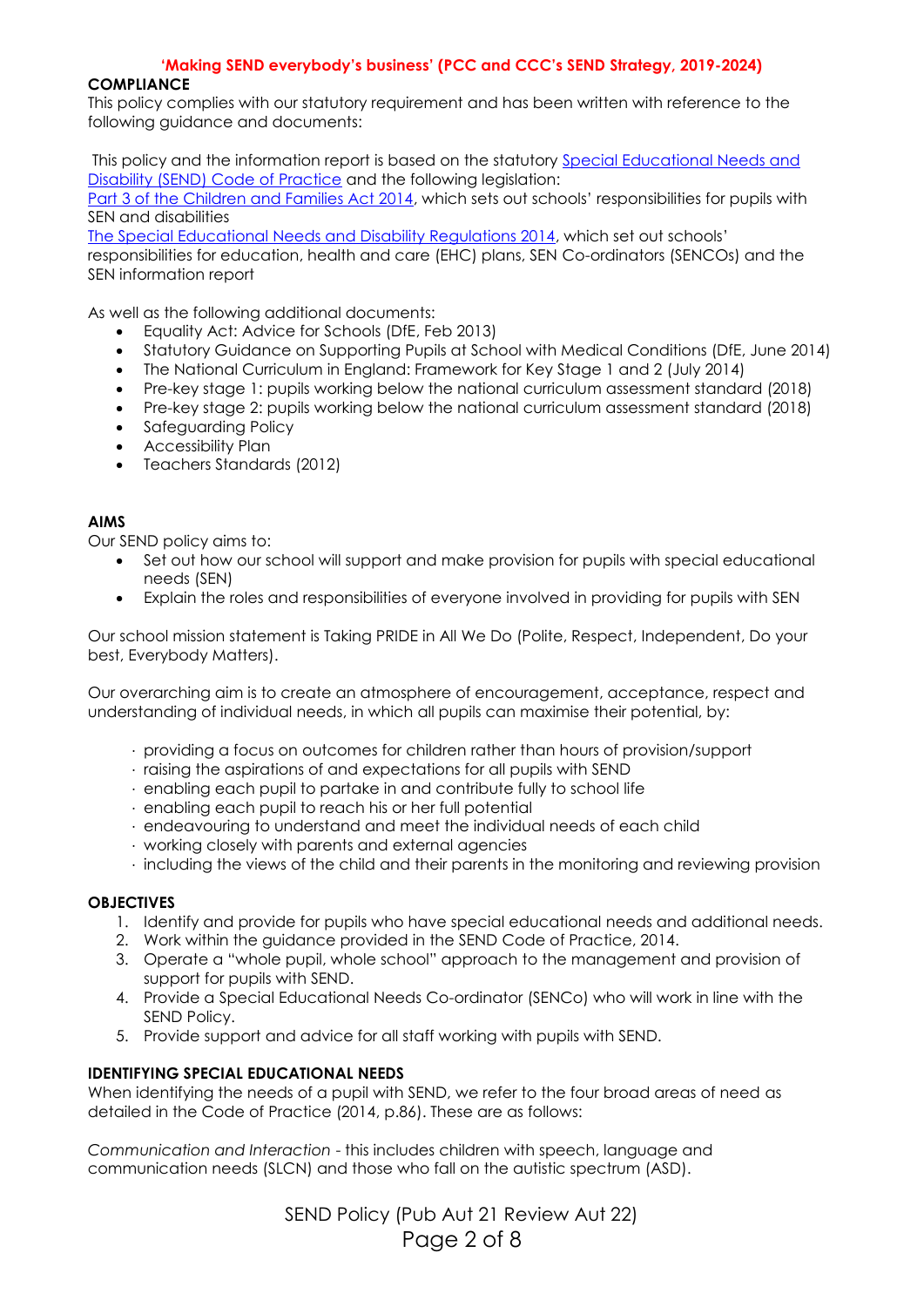**'Making SEND everybody's business' (PCC and CCC's SEND Strategy, 2019-2024)**

**COMPLIANCE**

This policy complies with our statutory requirement and has been written with reference to the following guidance and documents:

This policy and the information report is based on the statutory Special Educational Needs and Disability (SEND) Code of Practice and the following legislation:
Part 3 of the Children and Families Act 2014, which sets out schools' responsibilities for pupils with SEN and disabilities
The Special Educational Needs and Disability Regulations 2014, which set out schools' responsibilities for education, health and care (EHC) plans, SEN Co-ordinators (SENCOs) and the SEN information report

As well as the following additional documents:

- Equality Act: Advice for Schools (DfE, Feb 2013)
- Statutory Guidance on Supporting Pupils at School with Medical Conditions (DfE, June 2014)
- The National Curriculum in England: Framework for Key Stage 1 and 2 (July 2014)
- Pre-key stage 1: pupils working below the national curriculum assessment standard (2018)
- Pre-key stage 2: pupils working below the national curriculum assessment standard (2018)
- Safeguarding Policy
- Accessibility Plan
- Teachers Standards (2012)

**AIMS**

Our SEND policy aims to:

- Set out how our school will support and make provision for pupils with special educational needs (SEN)
- Explain the roles and responsibilities of everyone involved in providing for pupils with SEN

Our school mission statement is Taking PRIDE in All We Do (Polite, Respect, Independent, Do your best, Everybody Matters).

Our overarching aim is to create an atmosphere of encouragement, acceptance, respect and understanding of individual needs, in which all pupils can maximise their potential, by:

- providing a focus on outcomes for children rather than hours of provision/support
- raising the aspirations of and expectations for all pupils with SEND
- enabling each pupil to partake in and contribute fully to school life
- enabling each pupil to reach his or her full potential
- endeavouring to understand and meet the individual needs of each child
- working closely with parents and external agencies
- including the views of the child and their parents in the monitoring and reviewing provision

**OBJECTIVES**

1. Identify and provide for pupils who have special educational needs and additional needs.
2. Work within the guidance provided in the SEND Code of Practice, 2014.
3. Operate a "whole pupil, whole school" approach to the management and provision of support for pupils with SEND.
4. Provide a Special Educational Needs Co-ordinator (SENCo) who will work in line with the SEND Policy.
5. Provide support and advice for all staff working with pupils with SEND.

**IDENTIFYING SPECIAL EDUCATIONAL NEEDS**

When identifying the needs of a pupil with SEND, we refer to the four broad areas of need as detailed in the Code of Practice (2014, p.86). These are as follows:

*Communication and Interaction* - this includes children with speech, language and communication needs (SLCN) and those who fall on the autistic spectrum (ASD).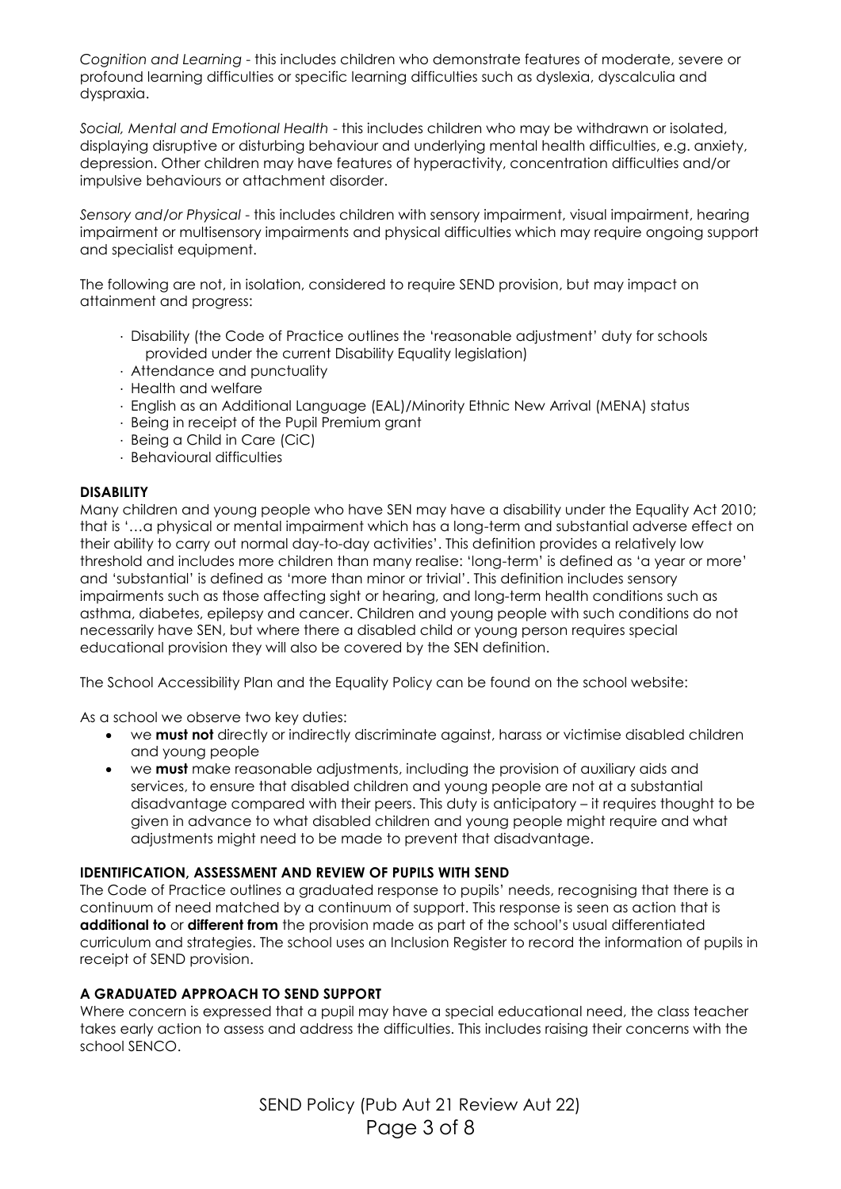*Cognition and Learning* - this includes children who demonstrate features of moderate, severe or profound learning difficulties or specific learning difficulties such as dyslexia, dyscalculia and dyspraxia.

*Social, Mental and Emotional Health* - this includes children who may be withdrawn or isolated, displaying disruptive or disturbing behaviour and underlying mental health difficulties, e.g. anxiety, depression. Other children may have features of hyperactivity, concentration difficulties and/or impulsive behaviours or attachment disorder.

*Sensory and/or Physical* - this includes children with sensory impairment, visual impairment, hearing impairment or multisensory impairments and physical difficulties which may require ongoing support and specialist equipment.

The following are not, in isolation, considered to require SEND provision, but may impact on attainment and progress:

- Disability (the Code of Practice outlines the 'reasonable adjustment' duty for schools provided under the current Disability Equality legislation)
- Attendance and punctuality
- Health and welfare
- English as an Additional Language (EAL)/Minority Ethnic New Arrival (MENA) status
- Being in receipt of the Pupil Premium grant
- Being a Child in Care (CiC)
- Behavioural difficulties

**DISABILITY**

Many children and young people who have SEN may have a disability under the Equality Act 2010; that is '…a physical or mental impairment which has a long-term and substantial adverse effect on their ability to carry out normal day-to-day activities'. This definition provides a relatively low threshold and includes more children than many realise: 'long-term' is defined as 'a year or more' and 'substantial' is defined as 'more than minor or trivial'. This definition includes sensory impairments such as those affecting sight or hearing, and long-term health conditions such as asthma, diabetes, epilepsy and cancer. Children and young people with such conditions do not necessarily have SEN, but where there a disabled child or young person requires special educational provision they will also be covered by the SEN definition.

The School Accessibility Plan and the Equality Policy can be found on the school website:

As a school we observe two key duties:

- we **must not** directly or indirectly discriminate against, harass or victimise disabled children and young people
- we **must** make reasonable adjustments, including the provision of auxiliary aids and services, to ensure that disabled children and young people are not at a substantial disadvantage compared with their peers. This duty is anticipatory – it requires thought to be given in advance to what disabled children and young people might require and what adjustments might need to be made to prevent that disadvantage.

**IDENTIFICATION, ASSESSMENT AND REVIEW OF PUPILS WITH SEND**

The Code of Practice outlines a graduated response to pupils' needs, recognising that there is a continuum of need matched by a continuum of support. This response is seen as action that is **additional to** or **different from** the provision made as part of the school's usual differentiated curriculum and strategies. The school uses an Inclusion Register to record the information of pupils in receipt of SEND provision.

**A GRADUATED APPROACH TO SEND SUPPORT**

Where concern is expressed that a pupil may have a special educational need, the class teacher takes early action to assess and address the difficulties. This includes raising their concerns with the school SENCO.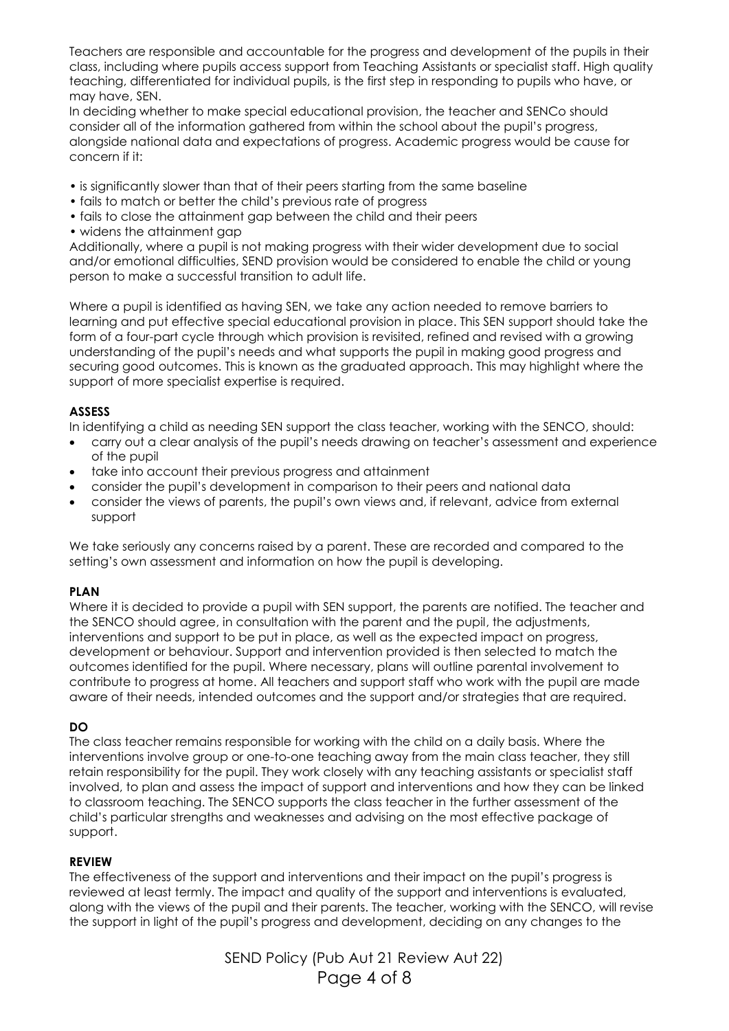Teachers are responsible and accountable for the progress and development of the pupils in their class, including where pupils access support from Teaching Assistants or specialist staff. High quality teaching, differentiated for individual pupils, is the first step in responding to pupils who have, or may have, SEN.

In deciding whether to make special educational provision, the teacher and SENCo should consider all of the information gathered from within the school about the pupil's progress, alongside national data and expectations of progress. Academic progress would be cause for concern if it:

- is significantly slower than that of their peers starting from the same baseline
- fails to match or better the child's previous rate of progress
- fails to close the attainment gap between the child and their peers
- widens the attainment gap

Additionally, where a pupil is not making progress with their wider development due to social and/or emotional difficulties, SEND provision would be considered to enable the child or young person to make a successful transition to adult life.

Where a pupil is identified as having SEN, we take any action needed to remove barriers to learning and put effective special educational provision in place. This SEN support should take the form of a four-part cycle through which provision is revisited, refined and revised with a growing understanding of the pupil's needs and what supports the pupil in making good progress and securing good outcomes. This is known as the graduated approach. This may highlight where the support of more specialist expertise is required.

**ASSESS**

In identifying a child as needing SEN support the class teacher, working with the SENCO, should:

- carry out a clear analysis of the pupil's needs drawing on teacher's assessment and experience of the pupil
- take into account their previous progress and attainment
- consider the pupil's development in comparison to their peers and national data
- consider the views of parents, the pupil's own views and, if relevant, advice from external support

We take seriously any concerns raised by a parent. These are recorded and compared to the setting's own assessment and information on how the pupil is developing.

**PLAN**

Where it is decided to provide a pupil with SEN support, the parents are notified. The teacher and the SENCO should agree, in consultation with the parent and the pupil, the adjustments, interventions and support to be put in place, as well as the expected impact on progress, development or behaviour. Support and intervention provided is then selected to match the outcomes identified for the pupil. Where necessary, plans will outline parental involvement to contribute to progress at home. All teachers and support staff who work with the pupil are made aware of their needs, intended outcomes and the support and/or strategies that are required.

**DO**

The class teacher remains responsible for working with the child on a daily basis. Where the interventions involve group or one-to-one teaching away from the main class teacher, they still retain responsibility for the pupil. They work closely with any teaching assistants or specialist staff involved, to plan and assess the impact of support and interventions and how they can be linked to classroom teaching. The SENCO supports the class teacher in the further assessment of the child's particular strengths and weaknesses and advising on the most effective package of support.

**REVIEW**

The effectiveness of the support and interventions and their impact on the pupil's progress is reviewed at least termly. The impact and quality of the support and interventions is evaluated, along with the views of the pupil and their parents. The teacher, working with the SENCO, will revise the support in light of the pupil's progress and development, deciding on any changes to the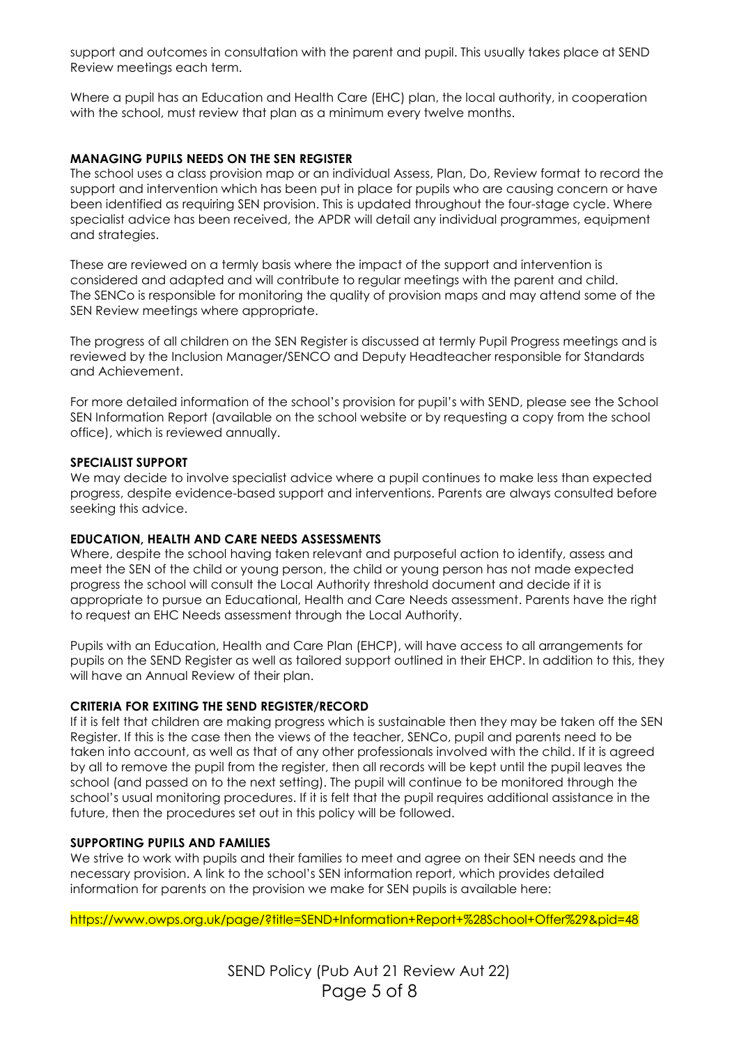support and outcomes in consultation with the parent and pupil. This usually takes place at SEND Review meetings each term.

Where a pupil has an Education and Health Care (EHC) plan, the local authority, in cooperation with the school, must review that plan as a minimum every twelve months.

**MANAGING PUPILS NEEDS ON THE SEN REGISTER**

The school uses a class provision map or an individual Assess, Plan, Do, Review format to record the support and intervention which has been put in place for pupils who are causing concern or have been identified as requiring SEN provision. This is updated throughout the four-stage cycle. Where specialist advice has been received, the APDR will detail any individual programmes, equipment and strategies.

These are reviewed on a termly basis where the impact of the support and intervention is considered and adapted and will contribute to regular meetings with the parent and child. The SENCo is responsible for monitoring the quality of provision maps and may attend some of the SEN Review meetings where appropriate.

The progress of all children on the SEN Register is discussed at termly Pupil Progress meetings and is reviewed by the Inclusion Manager/SENCO and Deputy Headteacher responsible for Standards and Achievement.

For more detailed information of the school's provision for pupil's with SEND, please see the School SEN Information Report (available on the school website or by requesting a copy from the school office), which is reviewed annually.

**SPECIALIST SUPPORT**

We may decide to involve specialist advice where a pupil continues to make less than expected progress, despite evidence-based support and interventions. Parents are always consulted before seeking this advice.

**EDUCATION, HEALTH AND CARE NEEDS ASSESSMENTS**

Where, despite the school having taken relevant and purposeful action to identify, assess and meet the SEN of the child or young person, the child or young person has not made expected progress the school will consult the Local Authority threshold document and decide if it is appropriate to pursue an Educational, Health and Care Needs assessment. Parents have the right to request an EHC Needs assessment through the Local Authority.

Pupils with an Education, Health and Care Plan (EHCP), will have access to all arrangements for pupils on the SEND Register as well as tailored support outlined in their EHCP. In addition to this, they will have an Annual Review of their plan.

**CRITERIA FOR EXITING THE SEND REGISTER/RECORD**

If it is felt that children are making progress which is sustainable then they may be taken off the SEN Register. If this is the case then the views of the teacher, SENCo, pupil and parents need to be taken into account, as well as that of any other professionals involved with the child. If it is agreed by all to remove the pupil from the register, then all records will be kept until the pupil leaves the school (and passed on to the next setting). The pupil will continue to be monitored through the school's usual monitoring procedures. If it is felt that the pupil requires additional assistance in the future, then the procedures set out in this policy will be followed.

**SUPPORTING PUPILS AND FAMILIES**

We strive to work with pupils and their families to meet and agree on their SEN needs and the necessary provision. A link to the school's SEN information report, which provides detailed information for parents on the provision we make for SEN pupils is available here:

https://www.owps.org.uk/page/?title=SEND+Information+Report+%28School+Offer%29&pid=48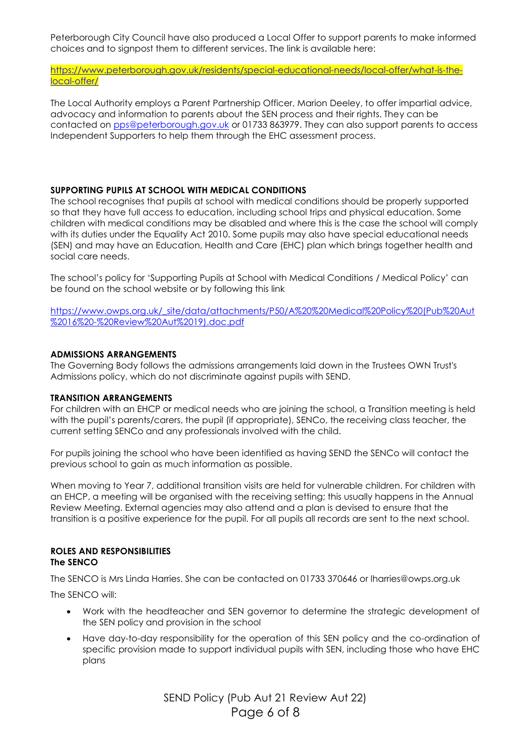Peterborough City Council have also produced a Local Offer to support parents to make informed choices and to signpost them to different services. The link is available here:

https://www.peterborough.gov.uk/residents/special-educational-needs/local-offer/what-is-the-local-offer/

The Local Authority employs a Parent Partnership Officer, Marion Deeley, to offer impartial advice, advocacy and information to parents about the SEN process and their rights. They can be contacted on pps@peterborough.gov.uk or 01733 863979. They can also support parents to access Independent Supporters to help them through the EHC assessment process.

## SUPPORTING PUPILS AT SCHOOL WITH MEDICAL CONDITIONS

The school recognises that pupils at school with medical conditions should be properly supported so that they have full access to education, including school trips and physical education. Some children with medical conditions may be disabled and where this is the case the school will comply with its duties under the Equality Act 2010. Some pupils may also have special educational needs (SEN) and may have an Education, Health and Care (EHC) plan which brings together health and social care needs.

The school's policy for 'Supporting Pupils at School with Medical Conditions / Medical Policy' can be found on the school website or by following this link

https://www.owps.org.uk/_site/data/attachments/P50/A%20%20Medical%20Policy%20(Pub%20Aut%2016%20-%20Review%20Aut%2019).doc.pdf

## ADMISSIONS ARRANGEMENTS

The Governing Body follows the admissions arrangements laid down in the Trustees OWN Trust's Admissions policy, which do not discriminate against pupils with SEND.

## TRANSITION ARRANGEMENTS

For children with an EHCP or medical needs who are joining the school, a Transition meeting is held with the pupil's parents/carers, the pupil (if appropriate), SENCo, the receiving class teacher, the current setting SENCo and any professionals involved with the child.

For pupils joining the school who have been identified as having SEND the SENCo will contact the previous school to gain as much information as possible.

When moving to Year 7, additional transition visits are held for vulnerable children. For children with an EHCP, a meeting will be organised with the receiving setting; this usually happens in the Annual Review Meeting. External agencies may also attend and a plan is devised to ensure that the transition is a positive experience for the pupil. For all pupils all records are sent to the next school.

## ROLES AND RESPONSIBILITIES

### The SENCO

The SENCO is Mrs Linda Harries. She can be contacted on 01733 370646 or lharries@owps.org.uk

The SENCO will:

- Work with the headteacher and SEN governor to determine the strategic development of the SEN policy and provision in the school
- Have day-to-day responsibility for the operation of this SEN policy and the co-ordination of specific provision made to support individual pupils with SEN, including those who have EHC plans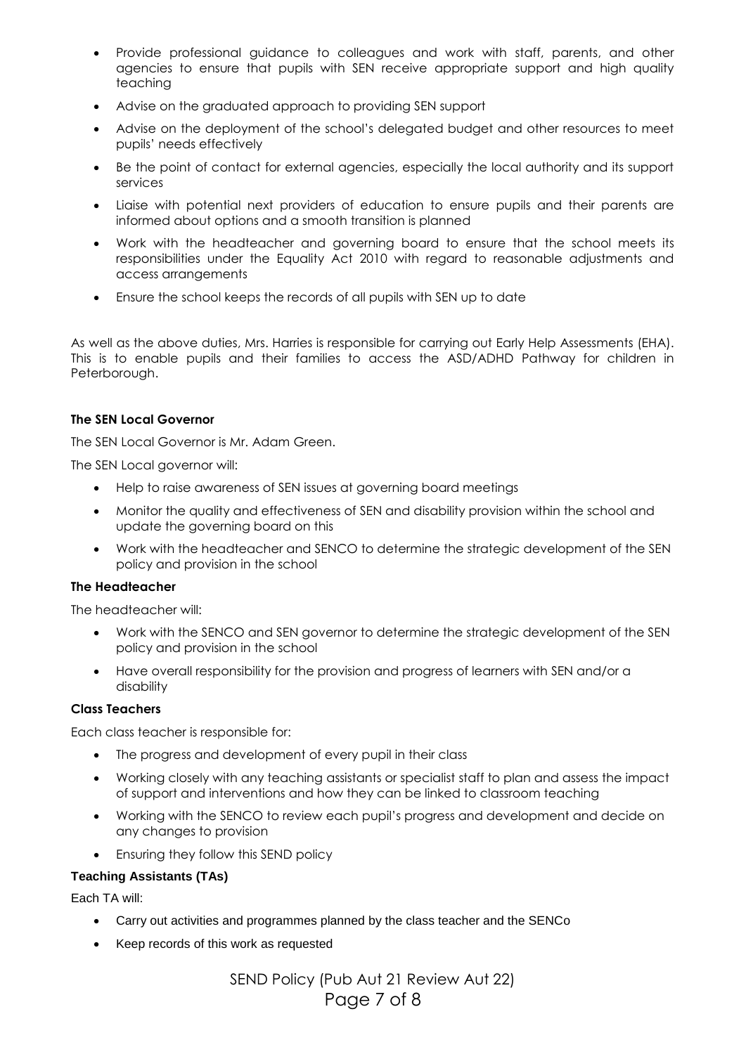- Provide professional guidance to colleagues and work with staff, parents, and other agencies to ensure that pupils with SEN receive appropriate support and high quality teaching
- Advise on the graduated approach to providing SEN support
- Advise on the deployment of the school's delegated budget and other resources to meet pupils' needs effectively
- Be the point of contact for external agencies, especially the local authority and its support services
- Liaise with potential next providers of education to ensure pupils and their parents are informed about options and a smooth transition is planned
- Work with the headteacher and governing board to ensure that the school meets its responsibilities under the Equality Act 2010 with regard to reasonable adjustments and access arrangements
- Ensure the school keeps the records of all pupils with SEN up to date

As well as the above duties, Mrs. Harries is responsible for carrying out Early Help Assessments (EHA). This is to enable pupils and their families to access the ASD/ADHD Pathway for children in Peterborough.

**The SEN Local Governor**

The SEN Local Governor is Mr. Adam Green.

The SEN Local governor will:

- Help to raise awareness of SEN issues at governing board meetings
- Monitor the quality and effectiveness of SEN and disability provision within the school and update the governing board on this
- Work with the headteacher and SENCO to determine the strategic development of the SEN policy and provision in the school

**The Headteacher**

The headteacher will:

- Work with the SENCO and SEN governor to determine the strategic development of the SEN policy and provision in the school
- Have overall responsibility for the provision and progress of learners with SEN and/or a disability

**Class Teachers**

Each class teacher is responsible for:

- The progress and development of every pupil in their class
- Working closely with any teaching assistants or specialist staff to plan and assess the impact of support and interventions and how they can be linked to classroom teaching
- Working with the SENCO to review each pupil's progress and development and decide on any changes to provision
- Ensuring they follow this SEND policy

**Teaching Assistants (TAs)**

Each TA will:

- Carry out activities and programmes planned by the class teacher and the SENCo
- Keep records of this work as requested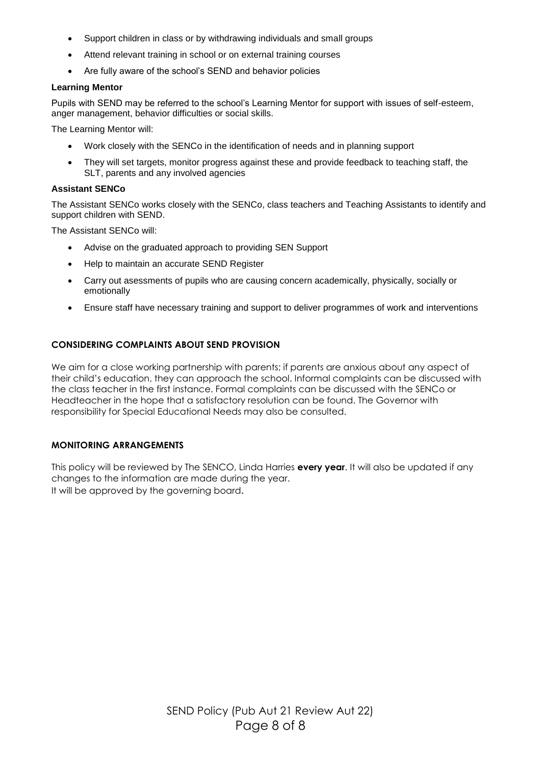- Support children in class or by withdrawing individuals and small groups
- Attend relevant training in school or on external training courses
- Are fully aware of the school's SEND and behavior policies

**Learning Mentor**

Pupils with SEND may be referred to the school's Learning Mentor for support with issues of self-esteem, anger management, behavior difficulties or social skills.

The Learning Mentor will:

- Work closely with the SENCo in the identification of needs and in planning support
- They will set targets, monitor progress against these and provide feedback to teaching staff, the SLT, parents and any involved agencies

**Assistant SENCo**

The Assistant SENCo works closely with the SENCo, class teachers and Teaching Assistants to identify and support children with SEND.

The Assistant SENCo will:

- Advise on the graduated approach to providing SEN Support
- Help to maintain an accurate SEND Register
- Carry out asessments of pupils who are causing concern academically, physically, socially or emotionally
- Ensure staff have necessary training and support to deliver programmes of work and interventions

## CONSIDERING COMPLAINTS ABOUT SEND PROVISION

We aim for a close working partnership with parents; if parents are anxious about any aspect of their child's education, they can approach the school. Informal complaints can be discussed with the class teacher in the first instance. Formal complaints can be discussed with the SENCo or Headteacher in the hope that a satisfactory resolution can be found. The Governor with responsibility for Special Educational Needs may also be consulted.

## MONITORING ARRANGEMENTS

This policy will be reviewed by The SENCO, Linda Harries **every year**. It will also be updated if any changes to the information are made during the year.
It will be approved by the governing board.